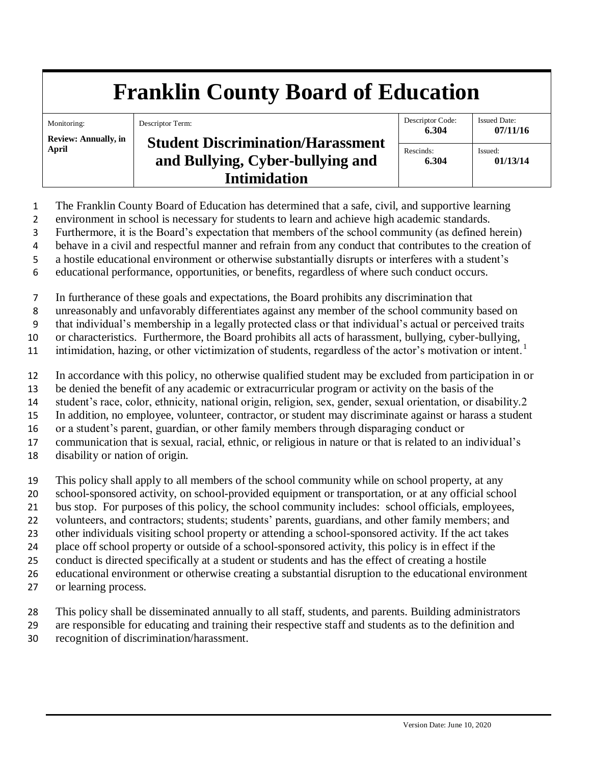# Franklin County Board of Education

| Monitoring: | Descriptor Term: | Descriptor Code: | Issued Date: |
|---|---|---|---|
| **Review: Annually, in April** | **Student Discrimination/Harassment and Bullying, Cyber-bullying and Intimidation** | **6.304** | **07/11/16** |
| | | Rescinds: **6.304** | Issued: **01/13/14** |

The Franklin County Board of Education has determined that a safe, civil, and supportive learning environment in school is necessary for students to learn and achieve high academic standards. Furthermore, it is the Board's expectation that members of the school community (as defined herein) behave in a civil and respectful manner and refrain from any conduct that contributes to the creation of a hostile educational environment or otherwise substantially disrupts or interferes with a student's educational performance, opportunities, or benefits, regardless of where such conduct occurs.

In furtherance of these goals and expectations, the Board prohibits any discrimination that unreasonably and unfavorably differentiates against any member of the school community based on that individual's membership in a legally protected class or that individual's actual or perceived traits or characteristics. Furthermore, the Board prohibits all acts of harassment, bullying, cyber-bullying, intimidation, hazing, or other victimization of students, regardless of the actor's motivation or intent.[1]

In accordance with this policy, no otherwise qualified student may be excluded from participation in or be denied the benefit of any academic or extracurricular program or activity on the basis of the student's race, color, ethnicity, national origin, religion, sex, gender, sexual orientation, or disability.[2] In addition, no employee, volunteer, contractor, or student may discriminate against or harass a student or a student's parent, guardian, or other family members through disparaging conduct or communication that is sexual, racial, ethnic, or religious in nature or that is related to an individual's disability or nation of origin.

This policy shall apply to all members of the school community while on school property, at any school-sponsored activity, on school-provided equipment or transportation, or at any official school bus stop. For purposes of this policy, the school community includes: school officials, employees, volunteers, and contractors; students; students' parents, guardians, and other family members; and other individuals visiting school property or attending a school-sponsored activity. If the act takes place off school property or outside of a school-sponsored activity, this policy is in effect if the conduct is directed specifically at a student or students and has the effect of creating a hostile educational environment or otherwise creating a substantial disruption to the educational environment or learning process.

This policy shall be disseminated annually to all staff, students, and parents. Building administrators are responsible for educating and training their respective staff and students as to the definition and recognition of discrimination/harassment.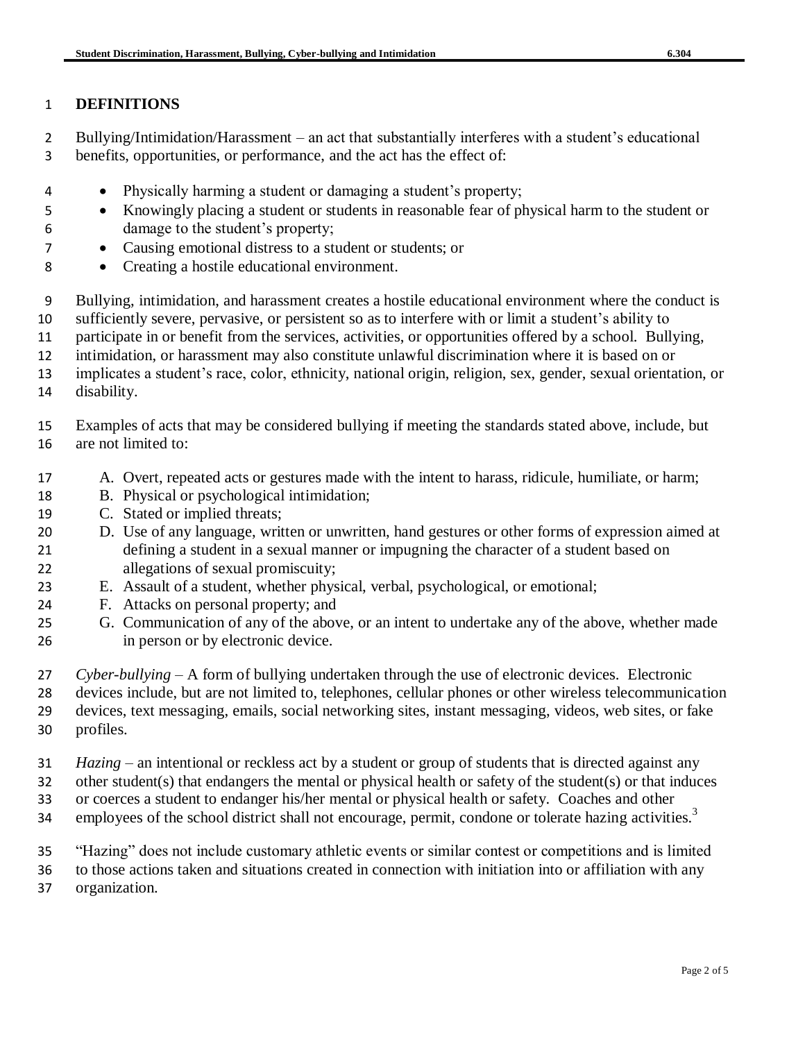## DEFINITIONS

Bullying/Intimidation/Harassment – an act that substantially interferes with a student's educational benefits, opportunities, or performance, and the act has the effect of:

- Physically harming a student or damaging a student's property;
- Knowingly placing a student or students in reasonable fear of physical harm to the student or damage to the student's property;
- Causing emotional distress to a student or students; or
- Creating a hostile educational environment.

Bullying, intimidation, and harassment creates a hostile educational environment where the conduct is sufficiently severe, pervasive, or persistent so as to interfere with or limit a student's ability to participate in or benefit from the services, activities, or opportunities offered by a school. Bullying, intimidation, or harassment may also constitute unlawful discrimination where it is based on or implicates a student's race, color, ethnicity, national origin, religion, sex, gender, sexual orientation, or disability.

Examples of acts that may be considered bullying if meeting the standards stated above, include, but are not limited to:

A. Overt, repeated acts or gestures made with the intent to harass, ridicule, humiliate, or harm;
B. Physical or psychological intimidation;
C. Stated or implied threats;
D. Use of any language, written or unwritten, hand gestures or other forms of expression aimed at defining a student in a sexual manner or impugning the character of a student based on allegations of sexual promiscuity;
E. Assault of a student, whether physical, verbal, psychological, or emotional;
F. Attacks on personal property; and
G. Communication of any of the above, or an intent to undertake any of the above, whether made in person or by electronic device.

*Cyber-bullying* – A form of bullying undertaken through the use of electronic devices. Electronic devices include, but are not limited to, telephones, cellular phones or other wireless telecommunication devices, text messaging, emails, social networking sites, instant messaging, videos, web sites, or fake profiles.

*Hazing* – an intentional or reckless act by a student or group of students that is directed against any other student(s) that endangers the mental or physical health or safety of the student(s) or that induces or coerces a student to endanger his/her mental or physical health or safety. Coaches and other employees of the school district shall not encourage, permit, condone or tolerate hazing activities.[3]

"Hazing" does not include customary athletic events or similar contest or competitions and is limited to those actions taken and situations created in connection with initiation into or affiliation with any organization.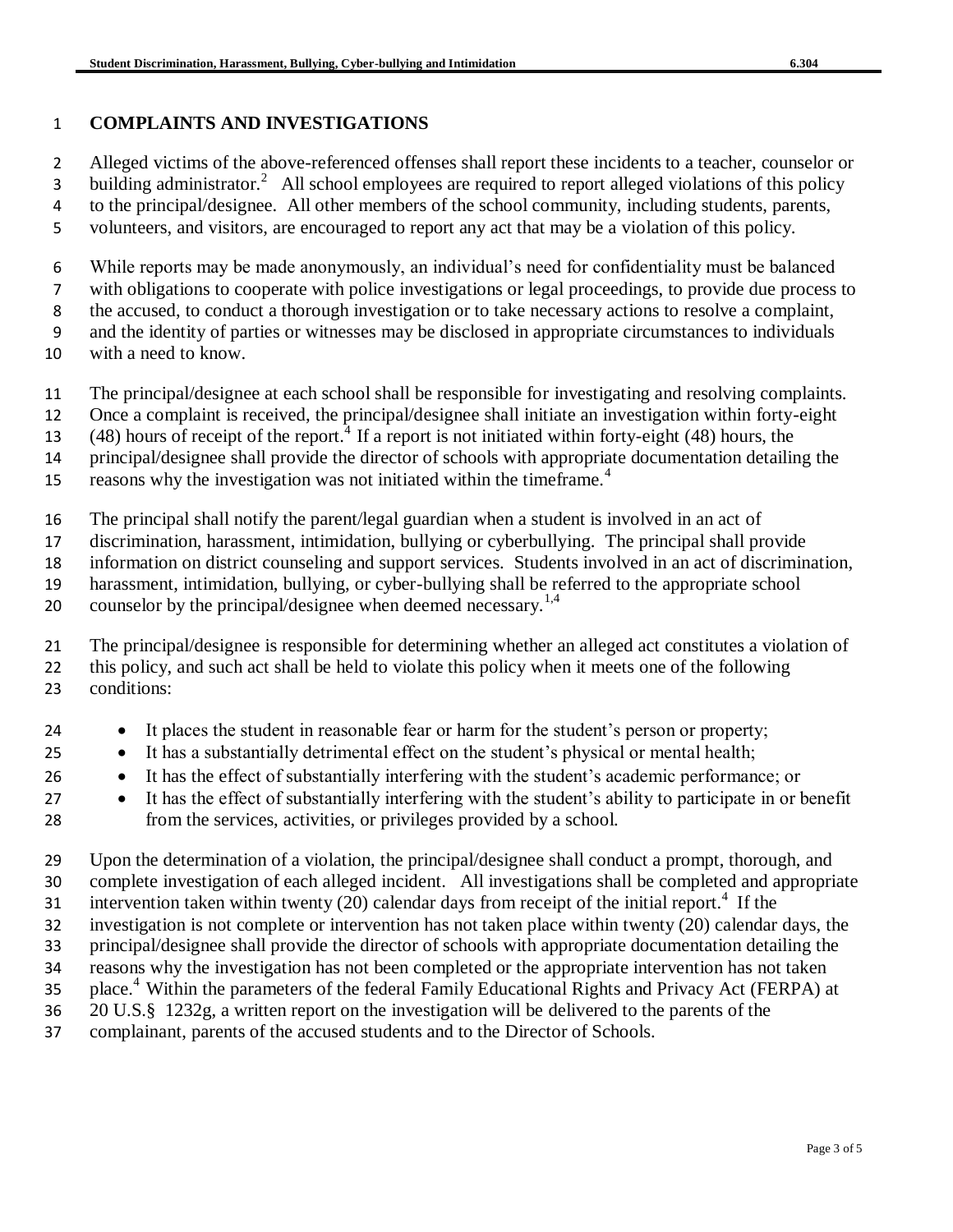## COMPLAINTS AND INVESTIGATIONS

Alleged victims of the above-referenced offenses shall report these incidents to a teacher, counselor or building administrator.[2] All school employees are required to report alleged violations of this policy to the principal/designee. All other members of the school community, including students, parents, volunteers, and visitors, are encouraged to report any act that may be a violation of this policy.

While reports may be made anonymously, an individual's need for confidentiality must be balanced with obligations to cooperate with police investigations or legal proceedings, to provide due process to the accused, to conduct a thorough investigation or to take necessary actions to resolve a complaint, and the identity of parties or witnesses may be disclosed in appropriate circumstances to individuals with a need to know.

The principal/designee at each school shall be responsible for investigating and resolving complaints. Once a complaint is received, the principal/designee shall initiate an investigation within forty-eight (48) hours of receipt of the report.[4] If a report is not initiated within forty-eight (48) hours, the principal/designee shall provide the director of schools with appropriate documentation detailing the reasons why the investigation was not initiated within the timeframe.[4]

The principal shall notify the parent/legal guardian when a student is involved in an act of discrimination, harassment, intimidation, bullying or cyberbullying. The principal shall provide information on district counseling and support services. Students involved in an act of discrimination, harassment, intimidation, bullying, or cyber-bullying shall be referred to the appropriate school counselor by the principal/designee when deemed necessary.[1,4]

The principal/designee is responsible for determining whether an alleged act constitutes a violation of this policy, and such act shall be held to violate this policy when it meets one of the following conditions:

- It places the student in reasonable fear or harm for the student's person or property;
- It has a substantially detrimental effect on the student's physical or mental health;
- It has the effect of substantially interfering with the student's academic performance; or
- It has the effect of substantially interfering with the student's ability to participate in or benefit from the services, activities, or privileges provided by a school.

Upon the determination of a violation, the principal/designee shall conduct a prompt, thorough, and complete investigation of each alleged incident. All investigations shall be completed and appropriate intervention taken within twenty (20) calendar days from receipt of the initial report.[4] If the investigation is not complete or intervention has not taken place within twenty (20) calendar days, the principal/designee shall provide the director of schools with appropriate documentation detailing the reasons why the investigation has not been completed or the appropriate intervention has not taken place.[4] Within the parameters of the federal Family Educational Rights and Privacy Act (FERPA) at 20 U.S.§ 1232g, a written report on the investigation will be delivered to the parents of the complainant, parents of the accused students and to the Director of Schools.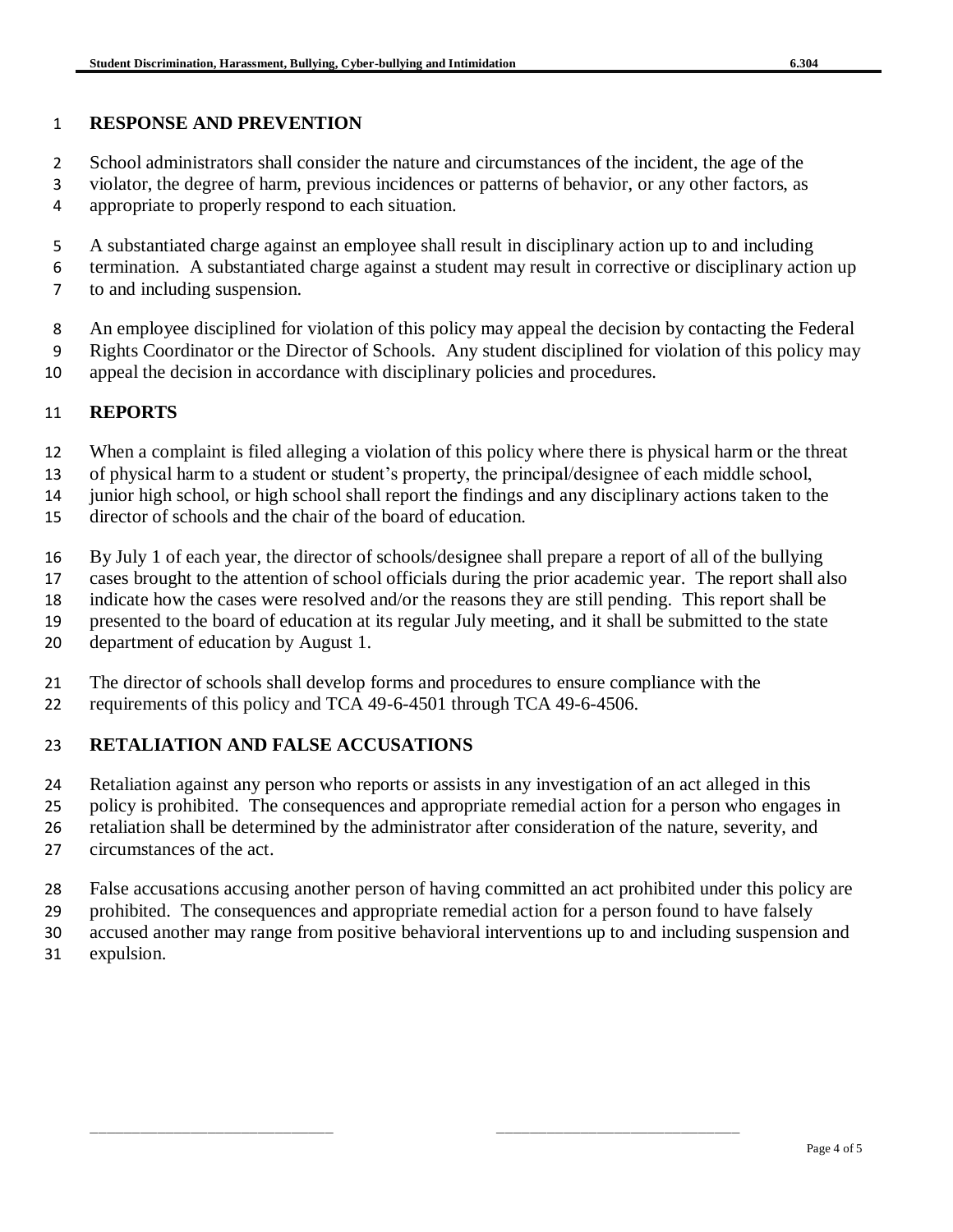## RESPONSE AND PREVENTION

School administrators shall consider the nature and circumstances of the incident, the age of the violator, the degree of harm, previous incidences or patterns of behavior, or any other factors, as appropriate to properly respond to each situation.

A substantiated charge against an employee shall result in disciplinary action up to and including termination. A substantiated charge against a student may result in corrective or disciplinary action up to and including suspension.

An employee disciplined for violation of this policy may appeal the decision by contacting the Federal Rights Coordinator or the Director of Schools. Any student disciplined for violation of this policy may appeal the decision in accordance with disciplinary policies and procedures.

## REPORTS

When a complaint is filed alleging a violation of this policy where there is physical harm or the threat of physical harm to a student or student's property, the principal/designee of each middle school, junior high school, or high school shall report the findings and any disciplinary actions taken to the director of schools and the chair of the board of education.

By July 1 of each year, the director of schools/designee shall prepare a report of all of the bullying cases brought to the attention of school officials during the prior academic year. The report shall also indicate how the cases were resolved and/or the reasons they are still pending. This report shall be presented to the board of education at its regular July meeting, and it shall be submitted to the state department of education by August 1.

The director of schools shall develop forms and procedures to ensure compliance with the requirements of this policy and TCA 49-6-4501 through TCA 49-6-4506.

## RETALIATION AND FALSE ACCUSATIONS

Retaliation against any person who reports or assists in any investigation of an act alleged in this policy is prohibited. The consequences and appropriate remedial action for a person who engages in retaliation shall be determined by the administrator after consideration of the nature, severity, and circumstances of the act.

False accusations accusing another person of having committed an act prohibited under this policy are prohibited. The consequences and appropriate remedial action for a person found to have falsely accused another may range from positive behavioral interventions up to and including suspension and expulsion.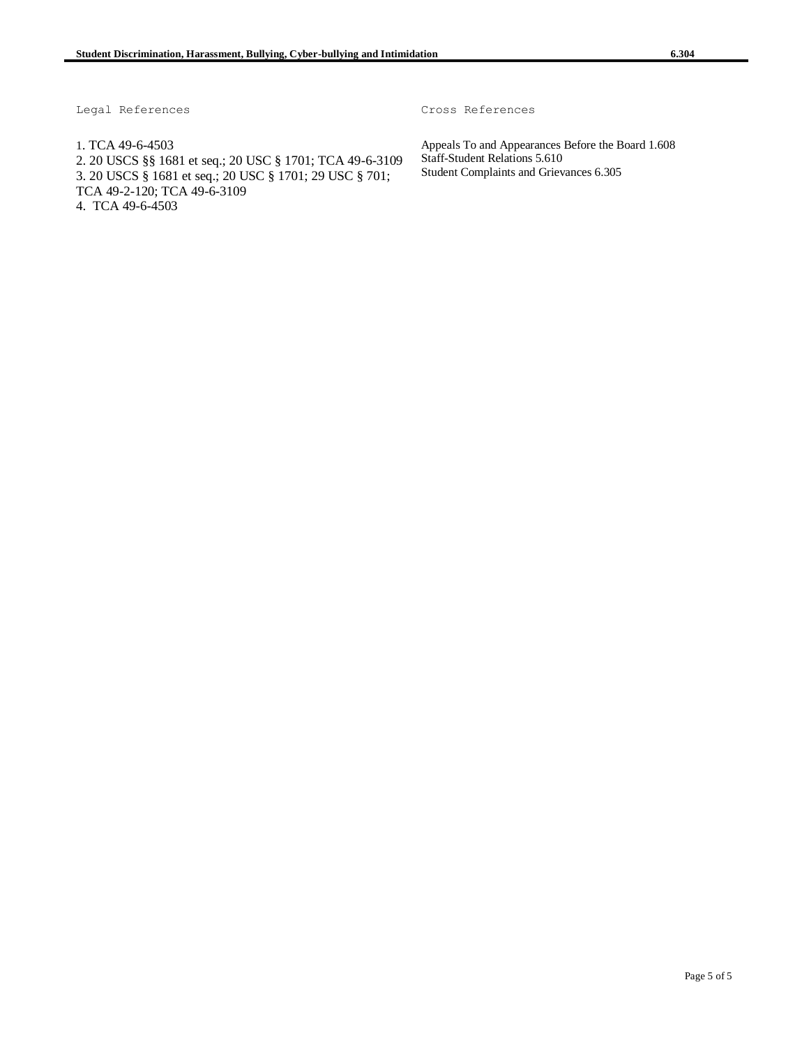Legal References

1. TCA 49-6-4503
2. 20 USCS §§ 1681 et seq.; 20 USC § 1701; TCA 49-6-3109
3. 20 USCS § 1681 et seq.; 20 USC § 1701; 29 USC § 701; TCA 49-2-120; TCA 49-6-3109
4. TCA 49-6-4503

Cross References

Appeals To and Appearances Before the Board 1.608
Staff-Student Relations 5.610
Student Complaints and Grievances 6.305